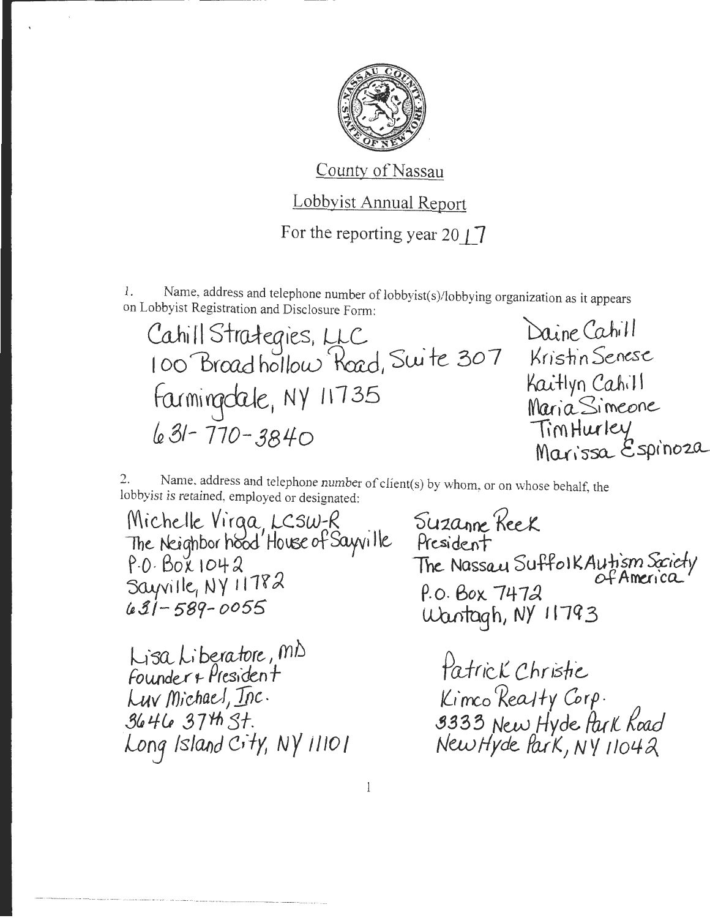County of Nassau

Lobbyist Annual Report

For the reporting year 2017

1. Name, address and telephone number of lobbyist(s)/lobbying organization as it appears on Lobbyist Registration and Disclosure Form:

Cahill Strategies, LLC
100 Broadhollow Road, Suite 307
Farmingdale, NY 11735
631-770-3840

Daine Cahill
Kristin Senese
Kaitlyn Cahill
Maria Simeone
Tim Hurley
Marissa Espinoza

2. Name, address and telephone number of client(s) by whom, or on whose behalf, the lobbyist is retained, employed or designated:

Michelle Virga, LCSW-R
The Neighborhood House of Sayville
P.O. Box 1042
Sayville, NY 11782
631-589-0055

Suzanne Reek
President
The Nassau Suffolk Autism Society of America
P.O. Box 7472
Wantagh, NY 11793

Lisa Liberatore, MD
Founder & President
Luv Michael, Inc.
3646 37th St.
Long Island City, NY 11101

Patrick Christie
Kimco Realty Corp.
3333 New Hyde Park Road
New Hyde Park, NY 11042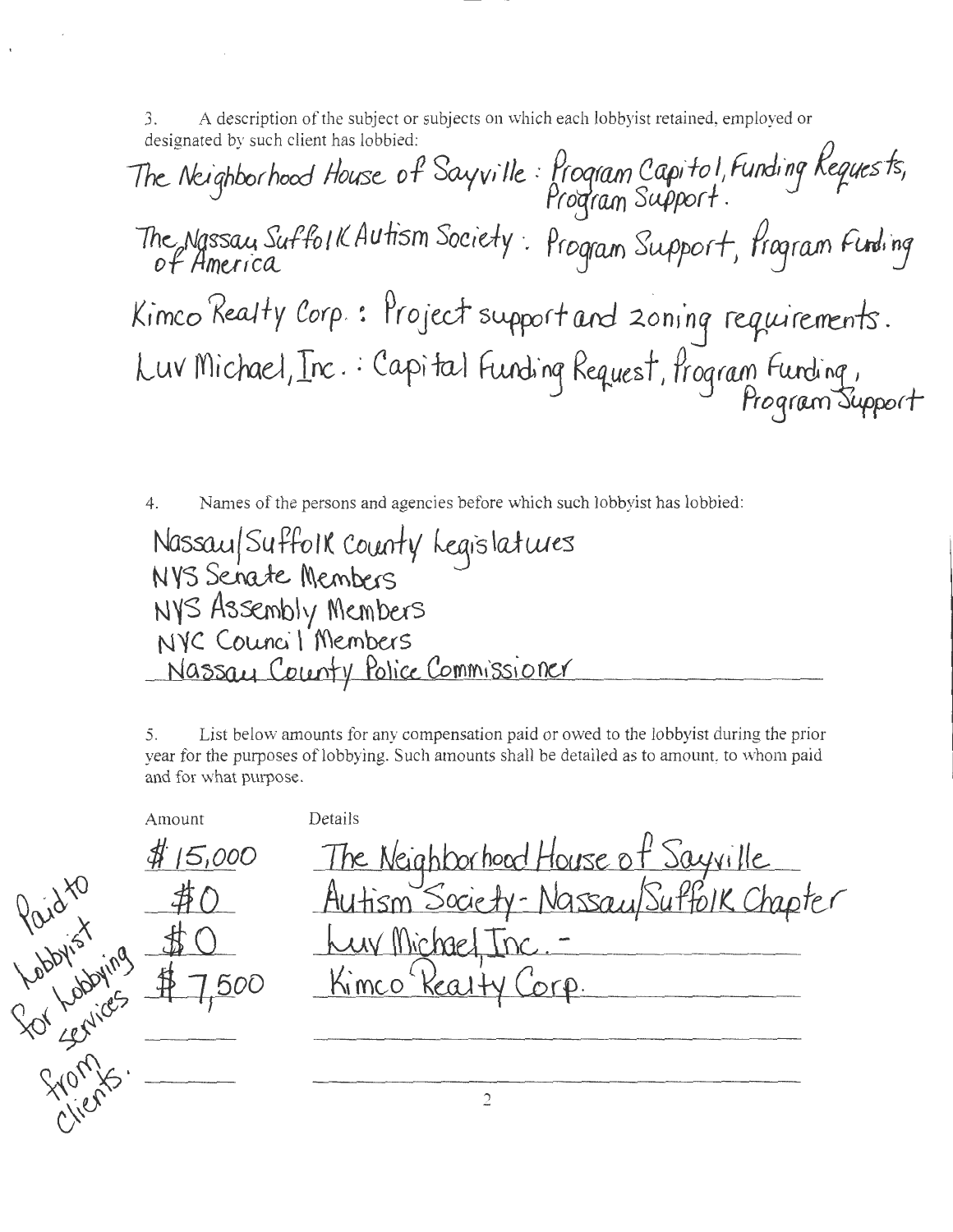3. A description of the subject or subjects on which each lobbyist retained, employed or designated by such client has lobbied:

The Neighborhood House of Sayville : Program Capitol, Funding Requests, Program Support.

The Nassau Suffolk Autism Society of America : Program Support, Program Funding

Kimco Realty Corp. : Project support and zoning requirements.

Luv Michael, Inc. : Capital Funding Request, Program Funding, Program Support

4. Names of the persons and agencies before which such lobbyist has lobbied:

Nassau/Suffolk County Legislatures
NYS Senate Members
NYS Assembly Members
NYC Council Members
Nassau County Police Commissioner

5. List below amounts for any compensation paid or owed to the lobbyist during the prior year for the purposes of lobbying. Such amounts shall be detailed as to amount, to whom paid and for what purpose.

| Amount | Details |
| --- | --- |
| $15,000 | The Neighborhood House of Sayville |
| $0 | Autism Society - Nassau/Suffolk Chapter |
| $0 | Luv Michael, Inc. - |
| $7,500 | Kimco Realty Corp. |

Paid to lobbyist for lobbying services from clients.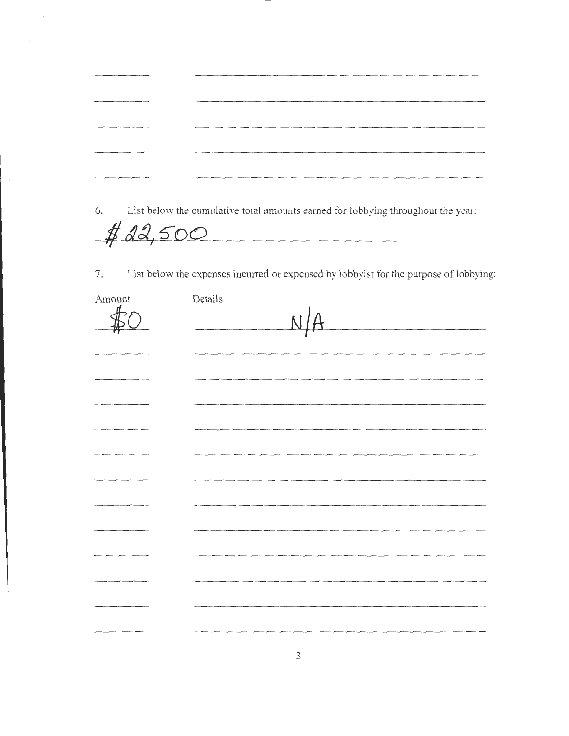6. List below the cumulative total amounts earned for lobbying throughout the year:

$22,500

7. List below the expenses incurred or expensed by lobbyist for the purpose of lobbying:

| Amount | Details |
|---|---|
| $0 | N/A |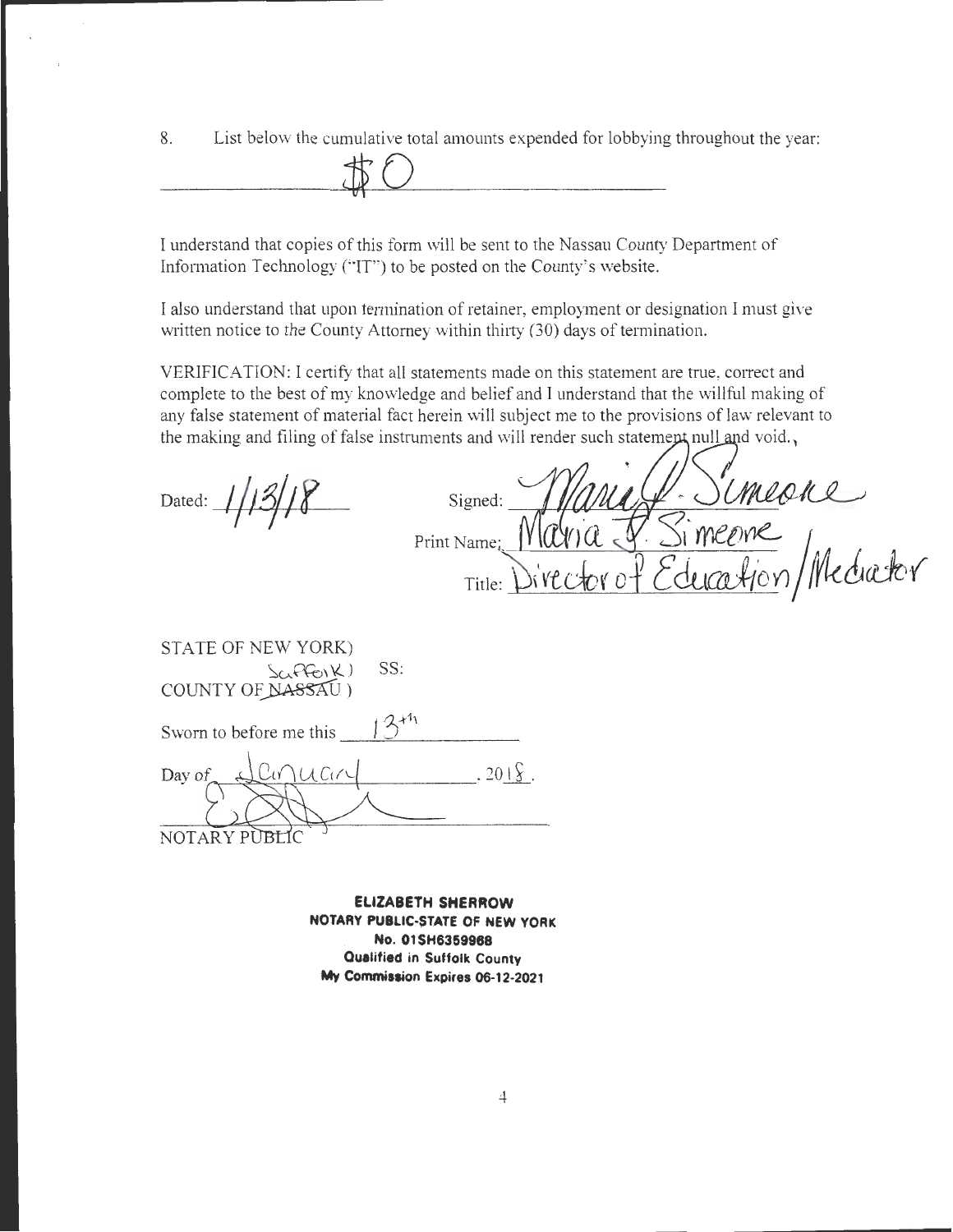8. List below the cumulative total amounts expended for lobbying throughout the year:

$0

I understand that copies of this form will be sent to the Nassau County Department of Information Technology ("IT") to be posted on the County's website.

I also understand that upon termination of retainer, employment or designation I must give written notice to the County Attorney within thirty (30) days of termination.

VERIFICATION: I certify that all statements made on this statement are true, correct and complete to the best of my knowledge and belief and I understand that the willful making of any false statement of material fact herein will subject me to the provisions of law relevant to the making and filing of false instruments and will render such statement null and void.

Dated: 1/13/18

Signed: Maria J. Simeone

Print Name: Maria J. Simeone

Title: Director of Education/Mediator

STATE OF NEW YORK)
SS:
COUNTY OF ~~NASSAU~~ Suffolk)

Sworn to before me this 13th

Day of January, 2018.

NOTARY PUBLIC

**ELIZABETH SHERROW**
**NOTARY PUBLIC-STATE OF NEW YORK**
**No. 01SH6359968**
**Qualified in Suffolk County**
**My Commission Expires 06-12-2021**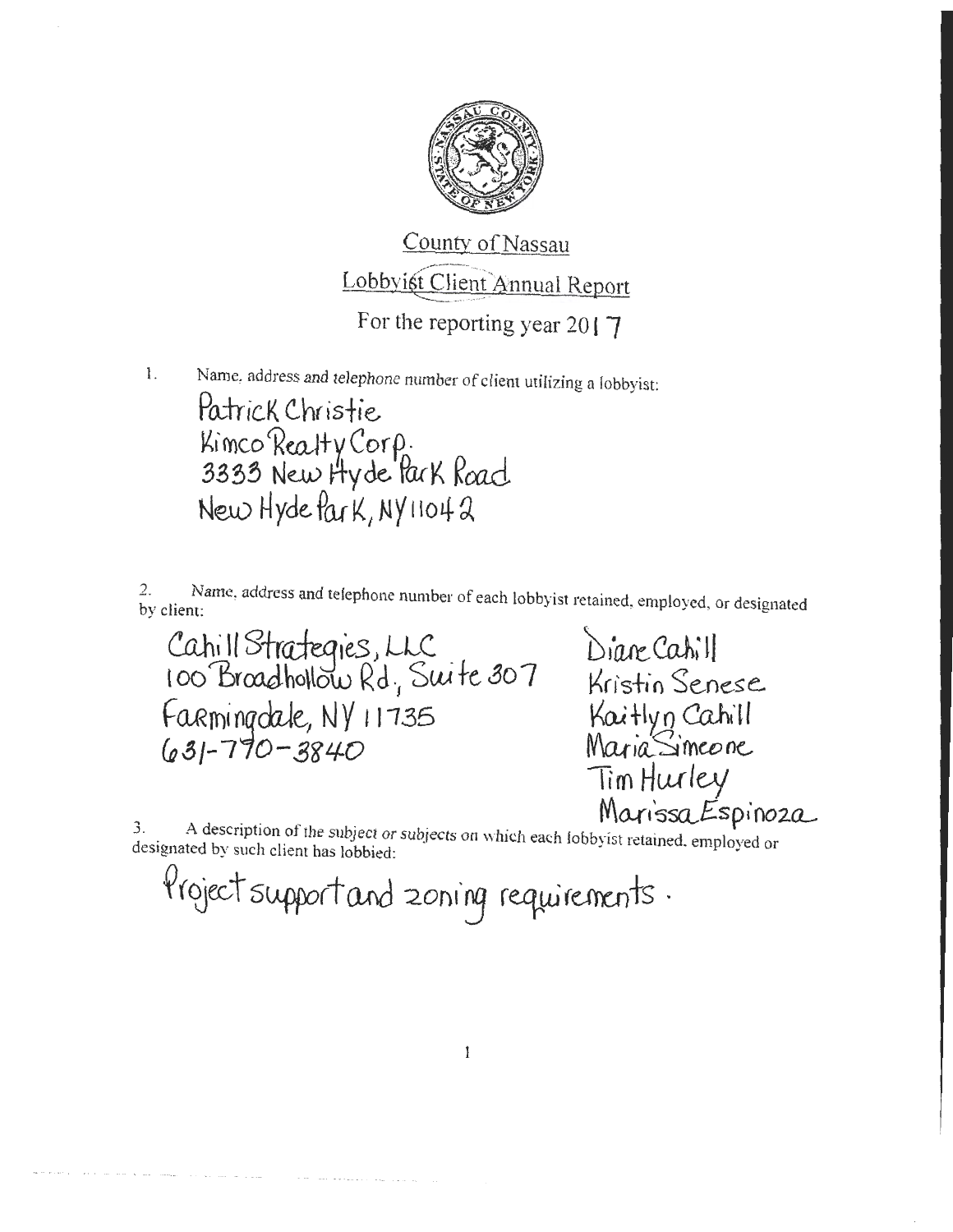County of Nassau

Lobbyist Client Annual Report

For the reporting year 2017

1. Name, address and telephone number of client utilizing a lobbyist:

Patrick Christie
Kimco Realty Corp.
3333 New Hyde Park Road
New Hyde Park, NY 11042

2. Name, address and telephone number of each lobbyist retained, employed, or designated by client:

Cahill Strategies, LLC
100 Broadhollow Rd., Suite 307
Farmingdale, NY 11735
631-770-3840

Diane Cahill
Kristin Senese
Kaitlyn Cahill
Maria Simeone
Tim Hurley
Marissa Espinoza

3. A description of the subject or subjects on which each lobbyist retained, employed or designated by such client has lobbied:

Project support and zoning requirements.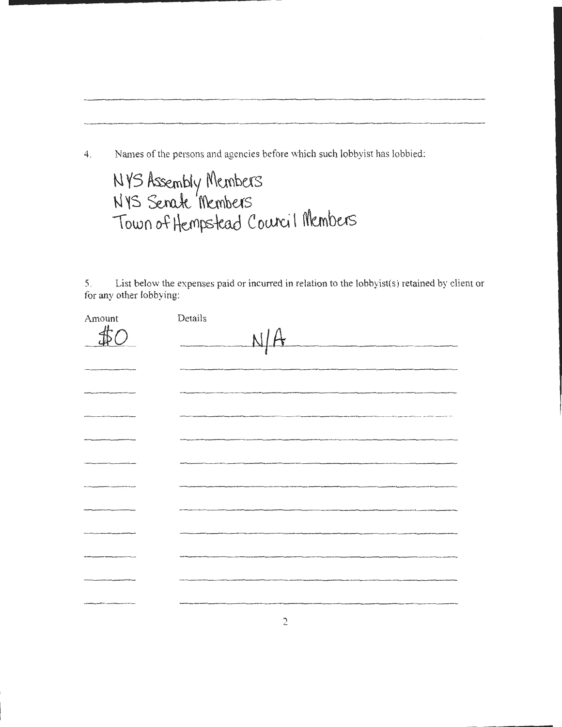4. Names of the persons and agencies before which such lobbyist has lobbied:

NYS Assembly Members
NYS Senate Members
Town of Hempstead Council Members

5. List below the expenses paid or incurred in relation to the lobbyist(s) retained by client or for any other lobbying:

| Amount | Details |
|---|---|
| $0 | N/A |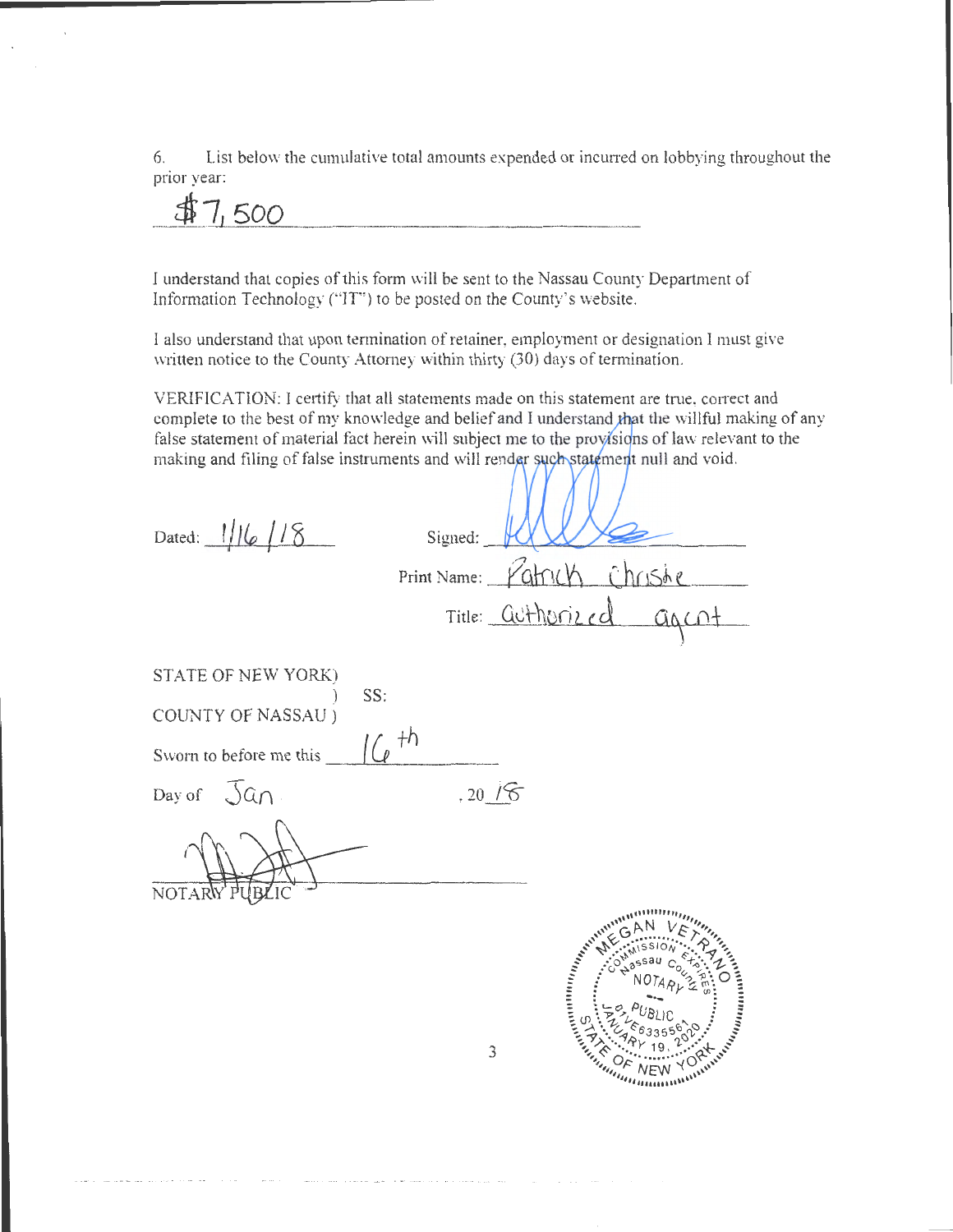6. List below the cumulative total amounts expended or incurred on lobbying throughout the prior year:

$7,500

I understand that copies of this form will be sent to the Nassau County Department of Information Technology ("IT") to be posted on the County's website.

I also understand that upon termination of retainer, employment or designation I must give written notice to the County Attorney within thirty (30) days of termination.

VERIFICATION: I certify that all statements made on this statement are true, correct and complete to the best of my knowledge and belief and I understand that the willful making of any false statement of material fact herein will subject me to the provisions of law relevant to the making and filing of false instruments and will render such statement null and void.

Dated: 1/16/18

Signed: ____________

Print Name: Patrick Christie

Title: authorized agent

STATE OF NEW YORK)
) SS:
COUNTY OF NASSAU )

Sworn to before me this 16th

Day of Jan, 20 18

NOTARY PUBLIC

MEGAN VETRANO
NOTARY PUBLIC
STATE OF NEW YORK
Nassau County
01VE6335561
COMMISSION EXPIRES JANUARY 19, 2020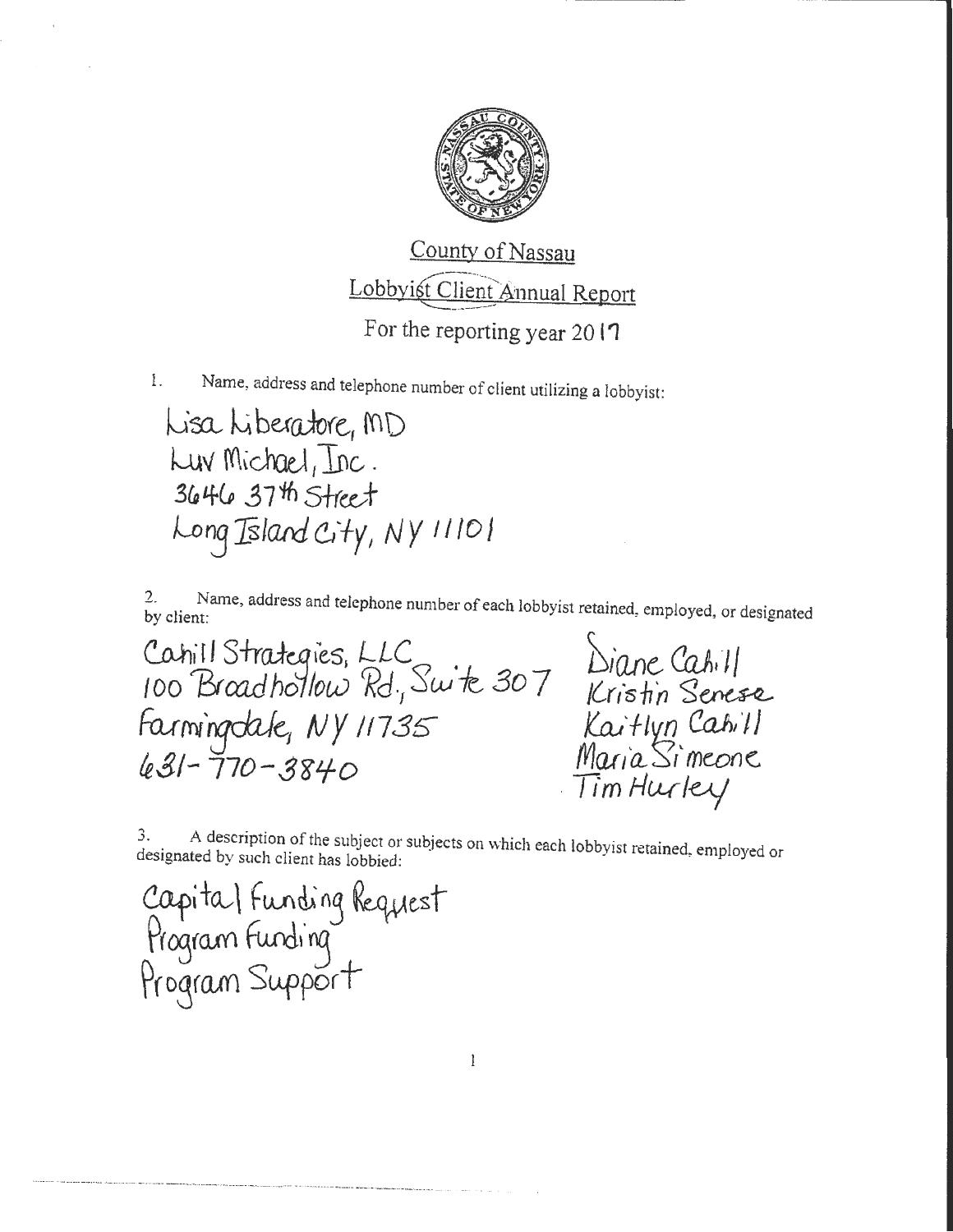County of Nassau

Lobbyist Client Annual Report

For the reporting year 2017

1. Name, address and telephone number of client utilizing a lobbyist:

Lisa Liberatore, MD
Luv Michael, Inc.
3646 37th Street
Long Island City, NY 11101

2. Name, address and telephone number of each lobbyist retained, employed, or designated by client:

Cahill Strategies, LLC
100 Broadhollow Rd., Suite 307
Farmingdale, NY 11735
631-770-3840

Diane Cahill
Kristin Senese
Kaitlyn Cahill
Maria Simeone
Tim Hurley

3. A description of the subject or subjects on which each lobbyist retained, employed or designated by such client has lobbied:

Capital Funding Request
Program Funding
Program Support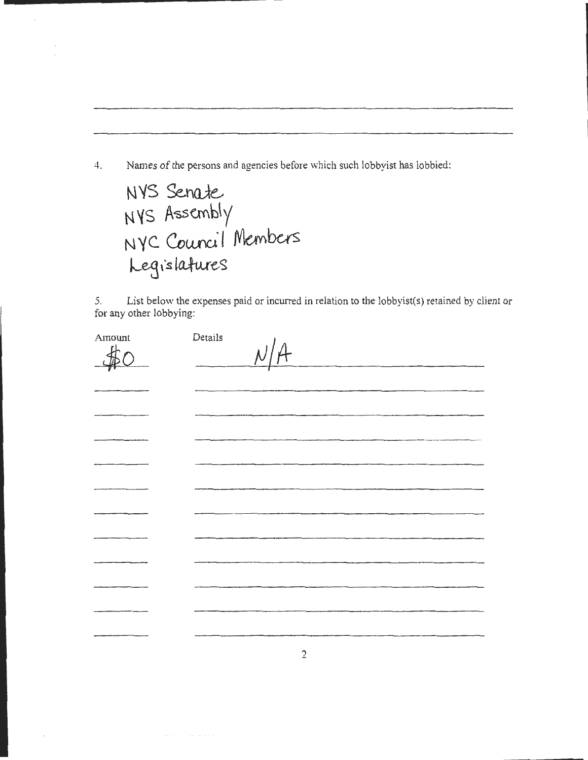4. Names of the persons and agencies before which such lobbyist has lobbied:

NYS Senate
NYS Assembly
NYC Council Members
Legislatures

5. List below the expenses paid or incurred in relation to the lobbyist(s) retained by client or for any other lobbying:

| Amount | Details |
|---|---|
| $0 | N/A |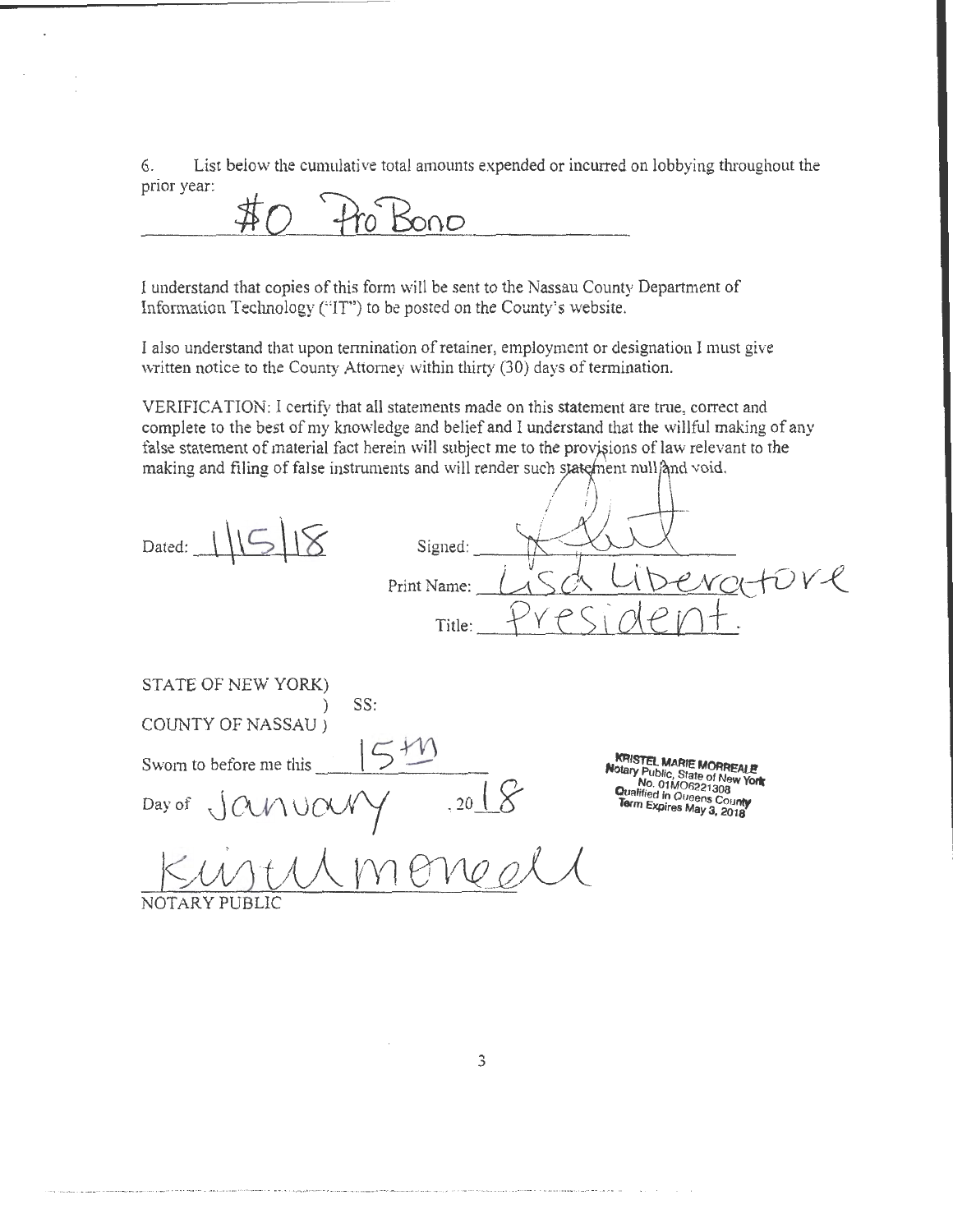6. List below the cumulative total amounts expended or incurred on lobbying throughout the prior year:

$0 Pro Bono

I understand that copies of this form will be sent to the Nassau County Department of Information Technology ("IT") to be posted on the County's website.

I also understand that upon termination of retainer, employment or designation I must give written notice to the County Attorney within thirty (30) days of termination.

VERIFICATION: I certify that all statements made on this statement are true, correct and complete to the best of my knowledge and belief and I understand that the willful making of any false statement of material fact herein will subject me to the provisions of law relevant to the making and filing of false instruments and will render such statement null and void.

Dated: 1/15/18

Signed: [signature]

Print Name: Lisa Liberatore

Title: President.

STATE OF NEW YORK)
) SS:
COUNTY OF NASSAU )

Sworn to before me this 15th

Day of January, 2018

[signature]

NOTARY PUBLIC

KRISTEL MARIE MORREALE
Notary Public, State of New York
No. 01MO6221308
Qualified in Queens County
Term Expires May 3, 2018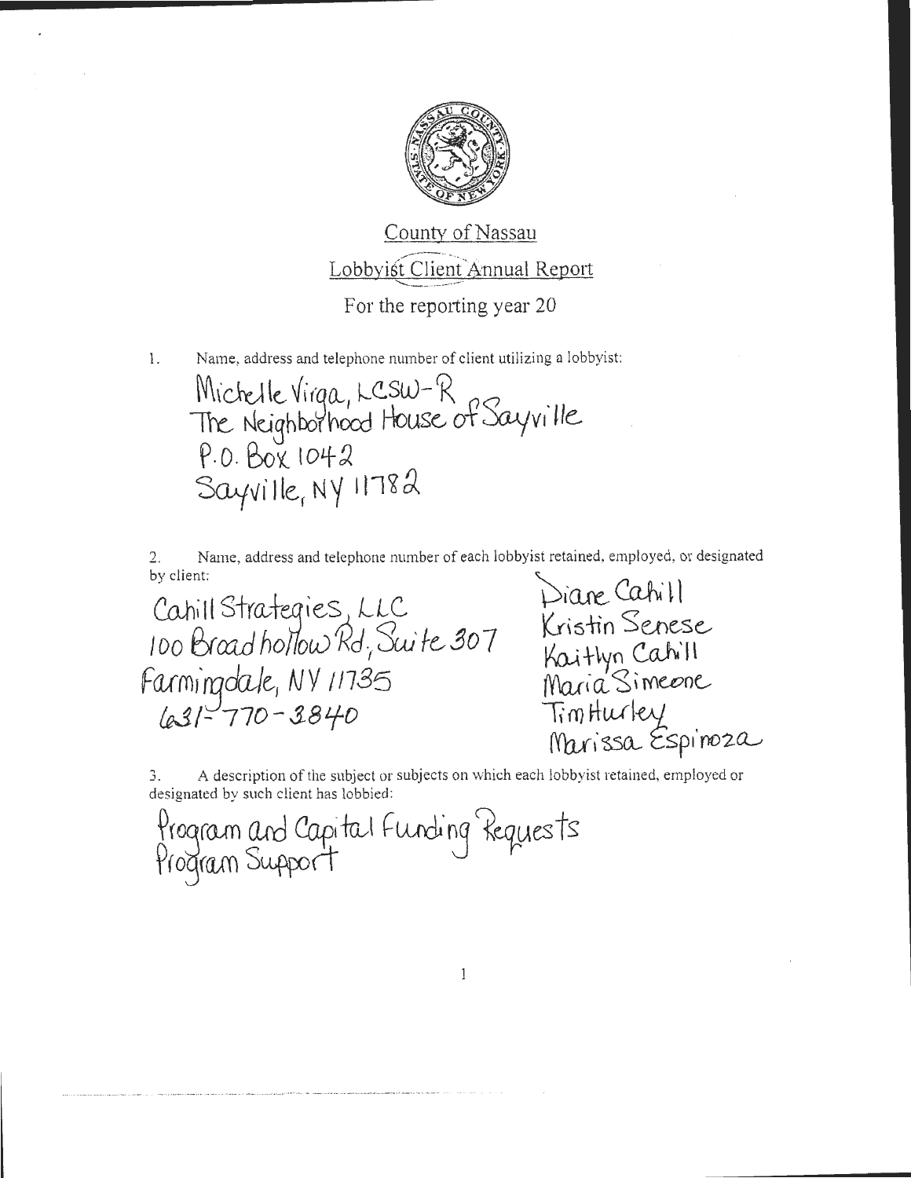County of Nassau

Lobbyist Client Annual Report

For the reporting year 20

1. Name, address and telephone number of client utilizing a lobbyist:

Michelle Virga, LCSW-R
The Neighborhood House of Sayville
P.O. Box 1042
Sayville, NY 11782

2. Name, address and telephone number of each lobbyist retained, employed, or designated by client:

Cahill Strategies, LLC
100 Broadhollow Rd, Suite 307
Farmingdale, NY 11735
631-770-3840

Diane Cahill
Kristin Senese
Kaitlyn Cahill
Maria Simeone
Tim Hurley
Marissa Espinoza

3. A description of the subject or subjects on which each lobbyist retained, employed or designated by such client has lobbied:

Program and Capital Funding Requests
Program Support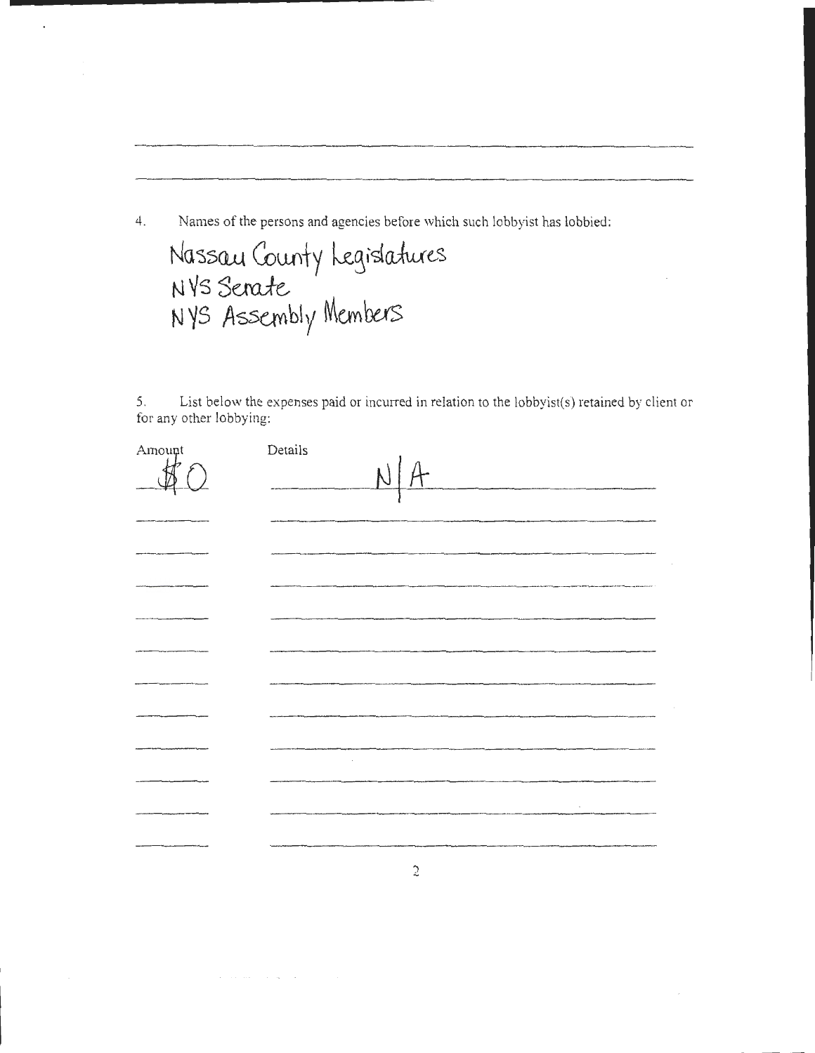4. Names of the persons and agencies before which such lobbyist has lobbied:

Nassau County Legislatures
NYS Senate
NYS Assembly Members

5. List below the expenses paid or incurred in relation to the lobbyist(s) retained by client or for any other lobbying:

| Amount | Details |
| --- | --- |
| $0 | N/A |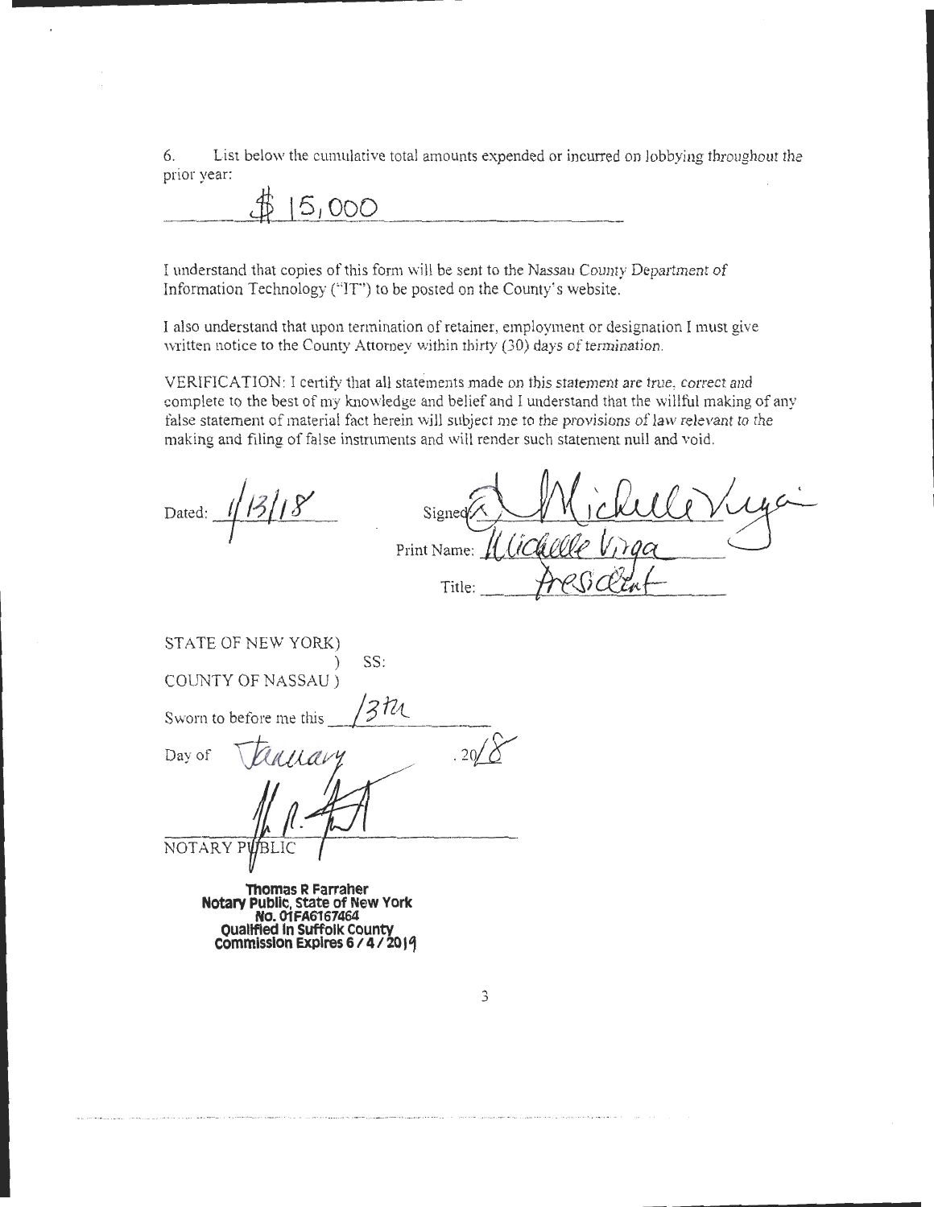6. List below the cumulative total amounts expended or incurred on lobbying throughout the prior year:

$15,000

I understand that copies of this form will be sent to the Nassau County Department of Information Technology ("IT") to be posted on the County's website.

I also understand that upon termination of retainer, employment or designation I must give written notice to the County Attorney within thirty (30) days of termination.

VERIFICATION: I certify that all statements made on this statement are true, correct and complete to the best of my knowledge and belief and I understand that the willful making of any false statement of material fact herein will subject me to the provisions of law relevant to the making and filing of false instruments and will render such statement null and void.

Dated: 1/13/18

Signed: Michelle Virga

Print Name: Michelle Virga

Title: President

STATE OF NEW YORK)
) SS:
COUNTY OF NASSAU )

Sworn to before me this 13th

Day of January, 2018

NOTARY PUBLIC

**Thomas R Farraher**
**Notary Public, State of New York**
**No. 01FA6167464**
**Qualified in Suffolk County**
**Commission Expires 6 / 4 / 2019**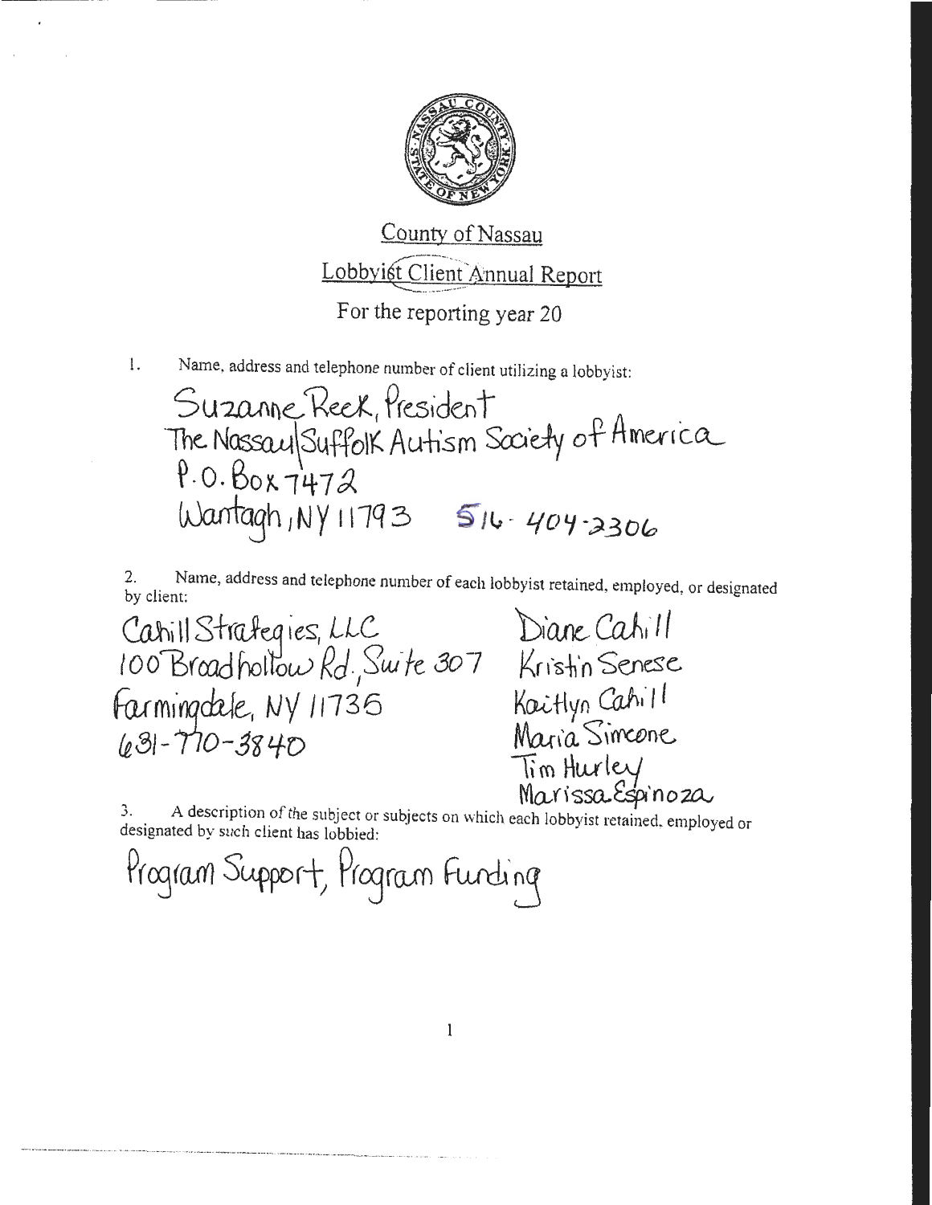County of Nassau

Lobbyist Client Annual Report

For the reporting year 20

1. Name, address and telephone number of client utilizing a lobbyist:

Suzanne Reek, President
The Nassau|Suffolk Autism Society of America
P.O. Box 7472
Wantagh, NY 11793 516-404-2306

2. Name, address and telephone number of each lobbyist retained, employed, or designated by client:

Cahill Strategies, LLC
100 Broadhollow Rd, Suite 307
Farmingdale, NY 11735
631-710-3840

Diane Cahill
Kristin Senese
Kaitlyn Cahill
Maria Simeone
Tim Hurley
Marissa Espinoza

3. A description of the subject or subjects on which each lobbyist retained, employed or designated by such client has lobbied:

Program Support, Program Funding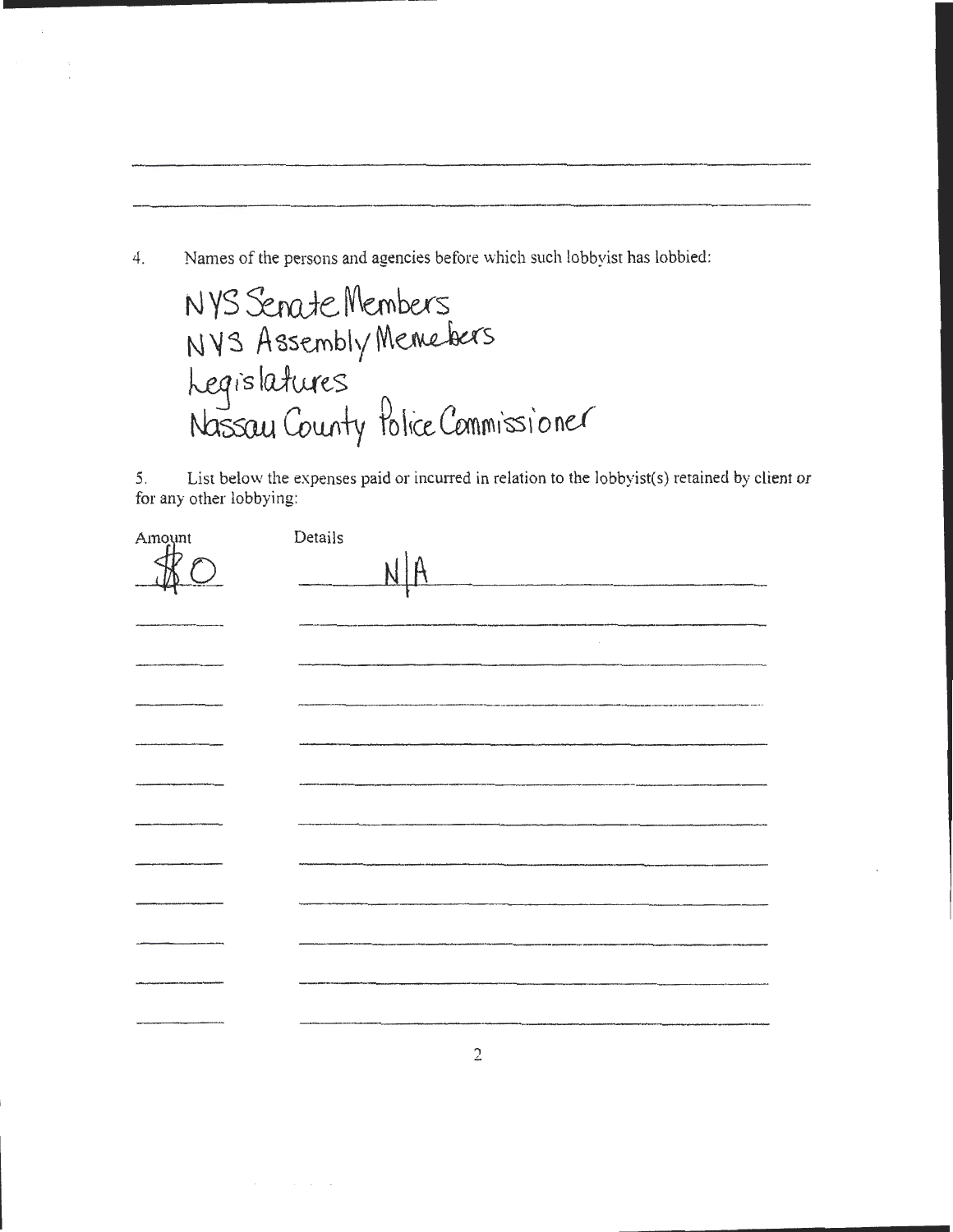4. Names of the persons and agencies before which such lobbyist has lobbied:

NYS Senate Members
NYS Assembly Memebers
Legislatures
Nassau County Police Commissioner

5. List below the expenses paid or incurred in relation to the lobbyist(s) retained by client or for any other lobbying:

| Amount | Details |
| --- | --- |
| $0 | N/A |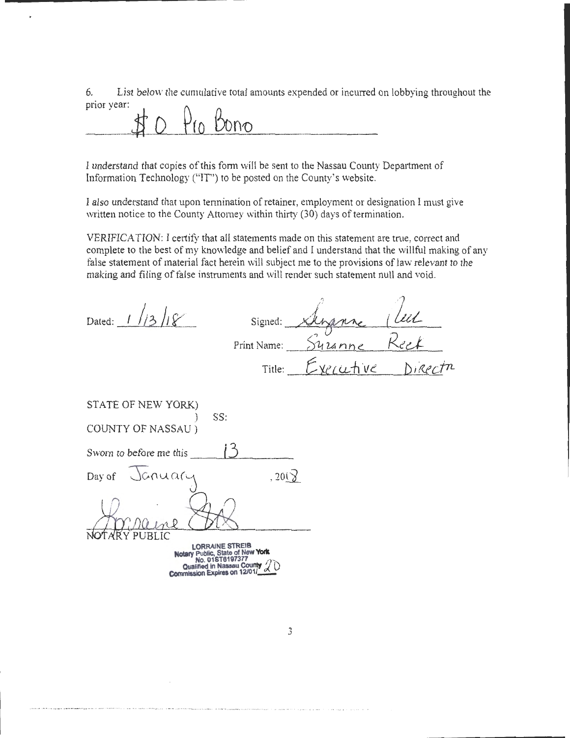6. List below the cumulative total amounts expended or incurred on lobbying throughout the prior year:

$0 Pro Bono

I understand that copies of this form will be sent to the Nassau County Department of Information Technology ("IT") to be posted on the County's website.

I also understand that upon termination of retainer, employment or designation I must give written notice to the County Attorney within thirty (30) days of termination.

VERIFICATION: I certify that all statements made on this statement are true, correct and complete to the best of my knowledge and belief and I understand that the willful making of any false statement of material fact herein will subject me to the provisions of law relevant to the making and filing of false instruments and will render such statement null and void.

Dated: 1/13/18

Signed: Suzanne Reek

Print Name: Suzanne Reek

Title: Executive Director

STATE OF NEW YORK)
) SS:
COUNTY OF NASSAU )

Sworn to before me this 13

Day of January, 2018

Lorraine Streib
NOTARY PUBLIC

LORRAINE STREIB
Notary Public, State of New York
No. 01ST6197377
Qualified in Nassau County
Commission Expires on 12/01/20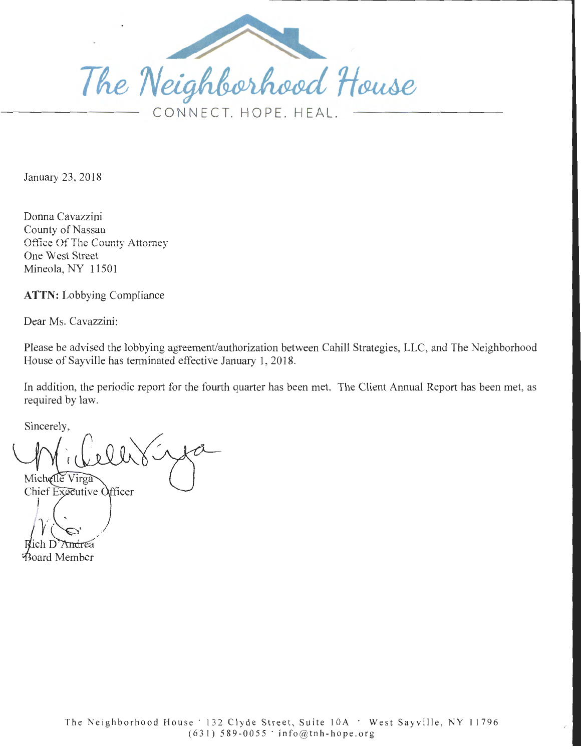The Neighborhood House

CONNECT. HOPE. HEAL.

January 23, 2018

Donna Cavazzini
County of Nassau
Office Of The County Attorney
One West Street
Mineola, NY 11501

**ATTN:** Lobbying Compliance

Dear Ms. Cavazzini:

Please be advised the lobbying agreement/authorization between Cahill Strategies, LLC, and The Neighborhood House of Sayville has terminated effective January 1, 2018.

In addition, the periodic report for the fourth quarter has been met. The Client Annual Report has been met, as required by law.

Sincerely,

Michelle Virga
Chief Executive Officer

Rich D'Andrea
Board Member

The Neighborhood House · 132 Clyde Street, Suite 10A · West Sayville, NY 11796
(631) 589-0055 · info@tnh-hope.org